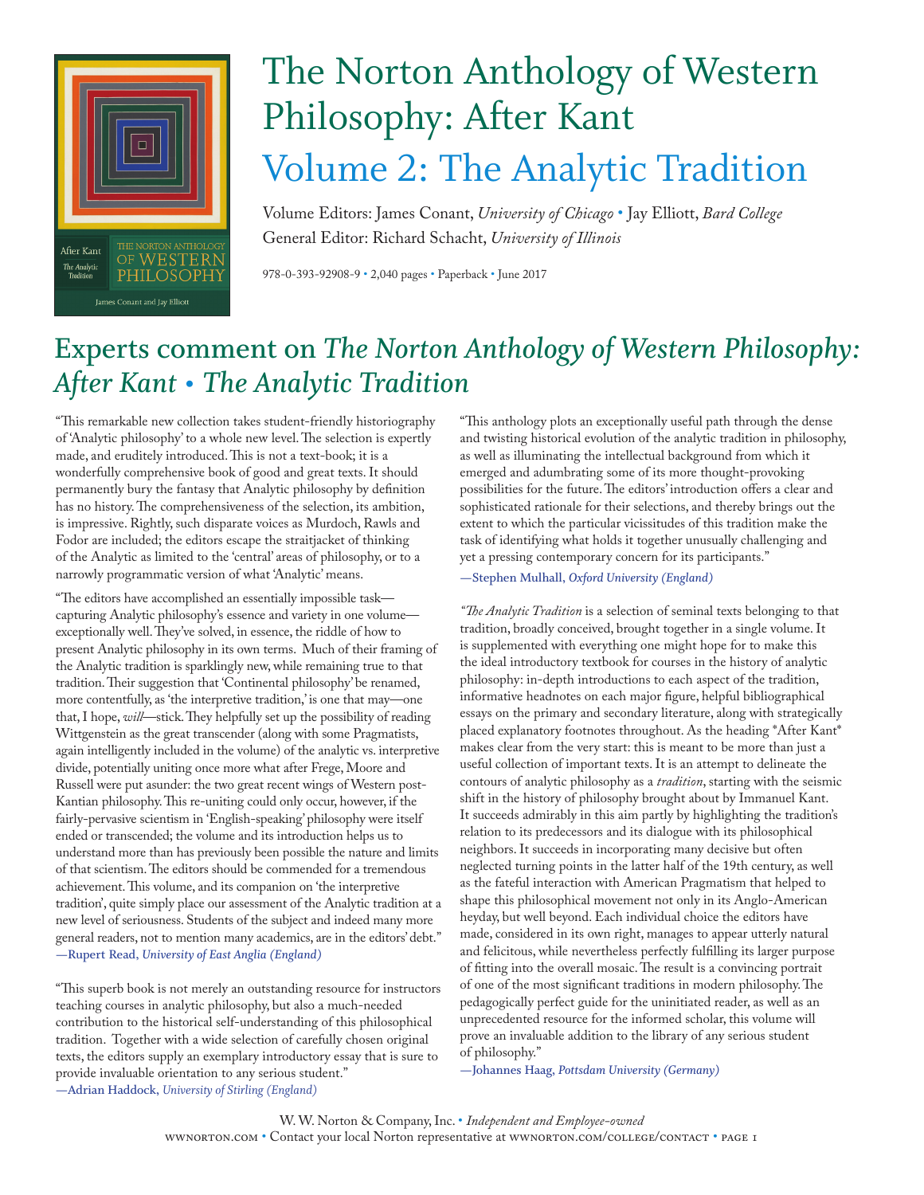# The Norton Anthology of Western Philosophy: After Kant

## Volume 2: The Analytic Tradition

Volume Editors: James Conant, *University of Chicago* • Jay Elliott, *Bard College*
General Editor: Richard Schacht, *University of Illinois*

978-0-393-92908-9 • 2,040 pages • Paperback • June 2017

## Experts comment on *The Norton Anthology of Western Philosophy: After Kant • The Analytic Tradition*

"This remarkable new collection takes student-friendly historiography of 'Analytic philosophy' to a whole new level. The selection is expertly made, and eruditely introduced. This is not a text-book; it is a wonderfully comprehensive book of good and great texts. It should permanently bury the fantasy that Analytic philosophy by definition has no history. The comprehensiveness of the selection, its ambition, is impressive. Rightly, such disparate voices as Murdoch, Rawls and Fodor are included; the editors escape the straitjacket of thinking of the Analytic as limited to the 'central' areas of philosophy, or to a narrowly programmatic version of what 'Analytic' means.

"The editors have accomplished an essentially impossible task—capturing Analytic philosophy's essence and variety in one volume—exceptionally well. They've solved, in essence, the riddle of how to present Analytic philosophy in its own terms. Much of their framing of the Analytic tradition is sparklingly new, while remaining true to that tradition. Their suggestion that 'Continental philosophy' be renamed, more contentfully, as 'the interpretive tradition,' is one that may—one that, I hope, *will*—stick. They helpfully set up the possibility of reading Wittgenstein as the great transcender (along with some Pragmatists, again intelligently included in the volume) of the analytic vs. interpretive divide, potentially uniting once more what after Frege, Moore and Russell were put asunder: the two great recent wings of Western post-Kantian philosophy. This re-uniting could only occur, however, if the fairly-pervasive scientism in 'English-speaking' philosophy were itself ended or transcended; the volume and its introduction helps us to understand more than has previously been possible the nature and limits of that scientism. The editors should be commended for a tremendous achievement. This volume, and its companion on 'the interpretive tradition', quite simply place our assessment of the Analytic tradition at a new level of seriousness. Students of the subject and indeed many more general readers, not to mention many academics, are in the editors' debt."
—**Rupert Read**, *University of East Anglia (England)*

"This superb book is not merely an outstanding resource for instructors teaching courses in analytic philosophy, but also a much-needed contribution to the historical self-understanding of this philosophical tradition. Together with a wide selection of carefully chosen original texts, the editors supply an exemplary introductory essay that is sure to provide invaluable orientation to any serious student."
—**Adrian Haddock**, *University of Stirling (England)*

"This anthology plots an exceptionally useful path through the dense and twisting historical evolution of the analytic tradition in philosophy, as well as illuminating the intellectual background from which it emerged and adumbrating some of its more thought-provoking possibilities for the future. The editors' introduction offers a clear and sophisticated rationale for their selections, and thereby brings out the extent to which the particular vicissitudes of this tradition make the task of identifying what holds it together unusually challenging and yet a pressing contemporary concern for its participants."
—**Stephen Mulhall**, *Oxford University (England)*

*"The Analytic Tradition* is a selection of seminal texts belonging to that tradition, broadly conceived, brought together in a single volume. It is supplemented with everything one might hope for to make this the ideal introductory textbook for courses in the history of analytic philosophy: in-depth introductions to each aspect of the tradition, informative headnotes on each major figure, helpful bibliographical essays on the primary and secondary literature, along with strategically placed explanatory footnotes throughout. As the heading *After Kant* makes clear from the very start: this is meant to be more than just a useful collection of important texts. It is an attempt to delineate the contours of analytic philosophy as a *tradition*, starting with the seismic shift in the history of philosophy brought about by Immanuel Kant. It succeeds admirably in this aim partly by highlighting the tradition's relation to its predecessors and its dialogue with its philosophical neighbors. It succeeds in incorporating many decisive but often neglected turning points in the latter half of the 19th century, as well as the fateful interaction with American Pragmatism that helped to shape this philosophical movement not only in its Anglo-American heyday, but well beyond. Each individual choice the editors have made, considered in its own right, manages to appear utterly natural and felicitous, while nevertheless perfectly fulfilling its larger purpose of fitting into the overall mosaic. The result is a convincing portrait of one of the most significant traditions in modern philosophy. The pedagogically perfect guide for the uninitiated reader, as well as an unprecedented resource for the informed scholar, this volume will prove an invaluable addition to the library of any serious student of philosophy."
—**Johannes Haag**, *Pottsdam University (Germany)*

W. W. Norton & Company, Inc. • *Independent and Employee-owned*
WWNORTON.COM • Contact your local Norton representative at WWNORTON.COM/COLLEGE/CONTACT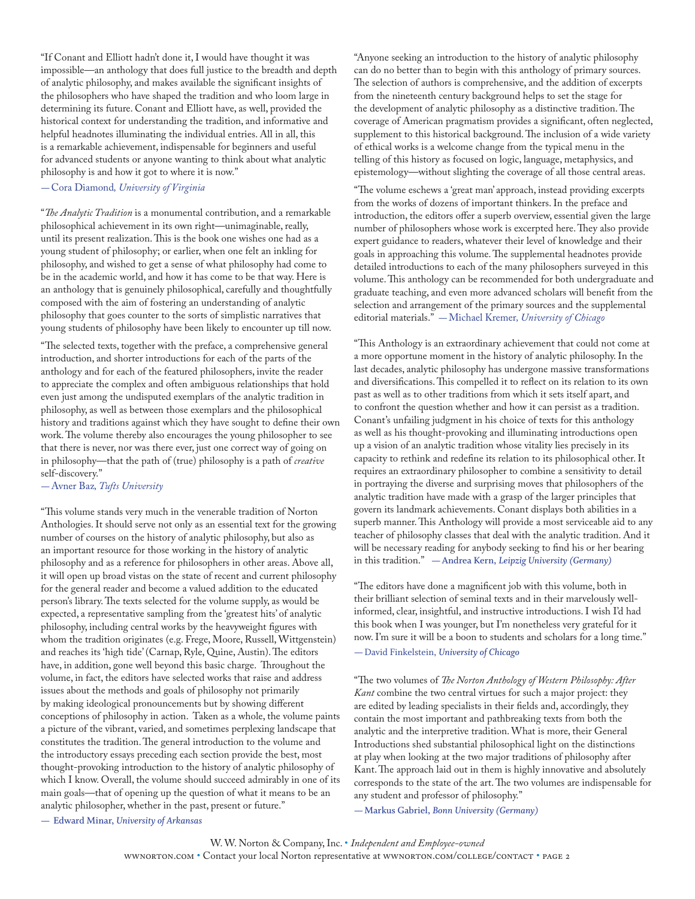"If Conant and Elliott hadn't done it, I would have thought it was impossible—an anthology that does full justice to the breadth and depth of analytic philosophy, and makes available the significant insights of the philosophers who have shaped the tradition and who loom large in determining its future. Conant and Elliott have, as well, provided the historical context for understanding the tradition, and informative and helpful headnotes illuminating the individual entries. All in all, this is a remarkable achievement, indispensable for beginners and useful for advanced students or anyone wanting to think about what analytic philosophy is and how it got to where it is now."

—Cora Diamond, *University of Virginia*

"*The Analytic Tradition* is a monumental contribution, and a remarkable philosophical achievement in its own right—unimaginable, really, until its present realization. This is the book one wishes one had as a young student of philosophy; or earlier, when one felt an inkling for philosophy, and wished to get a sense of what philosophy had come to be in the academic world, and how it has come to be that way. Here is an anthology that is genuinely philosophical, carefully and thoughtfully composed with the aim of fostering an understanding of analytic philosophy that goes counter to the sorts of simplistic narratives that young students of philosophy have been likely to encounter up till now.

"The selected texts, together with the preface, a comprehensive general introduction, and shorter introductions for each of the parts of the anthology and for each of the featured philosophers, invite the reader to appreciate the complex and often ambiguous relationships that hold even just among the undisputed exemplars of the analytic tradition in philosophy, as well as between those exemplars and the philosophical history and traditions against which they have sought to define their own work. The volume thereby also encourages the young philosopher to see that there is never, nor was there ever, just one correct way of going on in philosophy—that the path of (true) philosophy is a path of *creative* self-discovery."

—Avner Baz, *Tufts University*

"This volume stands very much in the venerable tradition of Norton Anthologies. It should serve not only as an essential text for the growing number of courses on the history of analytic philosophy, but also as an important resource for those working in the history of analytic philosophy and as a reference for philosophers in other areas. Above all, it will open up broad vistas on the state of recent and current philosophy for the general reader and become a valued addition to the educated person's library. The texts selected for the volume supply, as would be expected, a representative sampling from the 'greatest hits' of analytic philosophy, including central works by the heavyweight figures with whom the tradition originates (e.g. Frege, Moore, Russell, Wittgenstein) and reaches its 'high tide' (Carnap, Ryle, Quine, Austin). The editors have, in addition, gone well beyond this basic charge. Throughout the volume, in fact, the editors have selected works that raise and address issues about the methods and goals of philosophy not primarily by making ideological pronouncements but by showing different conceptions of philosophy in action. Taken as a whole, the volume paints a picture of the vibrant, varied, and sometimes perplexing landscape that constitutes the tradition. The general introduction to the volume and the introductory essays preceding each section provide the best, most thought-provoking introduction to the history of analytic philosophy of which I know. Overall, the volume should succeed admirably in one of its main goals—that of opening up the question of what it means to be an analytic philosopher, whether in the past, present or future."

— Edward Minar, *University of Arkansas*

"Anyone seeking an introduction to the history of analytic philosophy can do no better than to begin with this anthology of primary sources. The selection of authors is comprehensive, and the addition of excerpts from the nineteenth century background helps to set the stage for the development of analytic philosophy as a distinctive tradition. The coverage of American pragmatism provides a significant, often neglected, supplement to this historical background. The inclusion of a wide variety of ethical works is a welcome change from the typical menu in the telling of this history as focused on logic, language, metaphysics, and epistemology—without slighting the coverage of all those central areas.

"The volume eschews a 'great man' approach, instead providing excerpts from the works of dozens of important thinkers. In the preface and introduction, the editors offer a superb overview, essential given the large number of philosophers whose work is excerpted here. They also provide expert guidance to readers, whatever their level of knowledge and their goals in approaching this volume. The supplemental headnotes provide detailed introductions to each of the many philosophers surveyed in this volume. This anthology can be recommended for both undergraduate and graduate teaching, and even more advanced scholars will benefit from the selection and arrangement of the primary sources and the supplemental editorial materials." —Michael Kremer, *University of Chicago*

"This Anthology is an extraordinary achievement that could not come at a more opportune moment in the history of analytic philosophy. In the last decades, analytic philosophy has undergone massive transformations and diversifications. This compelled it to reflect on its relation to its own past as well as to other traditions from which it sets itself apart, and to confront the question whether and how it can persist as a tradition. Conant's unfailing judgment in his choice of texts for this anthology as well as his thought-provoking and illuminating introductions open up a vision of an analytic tradition whose vitality lies precisely in its capacity to rethink and redefine its relation to its philosophical other. It requires an extraordinary philosopher to combine a sensitivity to detail in portraying the diverse and surprising moves that philosophers of the analytic tradition have made with a grasp of the larger principles that govern its landmark achievements. Conant displays both abilities in a superb manner. This Anthology will provide a most serviceable aid to any teacher of philosophy classes that deal with the analytic tradition. And it will be necessary reading for anybody seeking to find his or her bearing in this tradition." —Andrea Kern, *Leipzig University (Germany)*

"The editors have done a magnificent job with this volume, both in their brilliant selection of seminal texts and in their marvelously well-informed, clear, insightful, and instructive introductions. I wish I'd had this book when I was younger, but I'm nonetheless very grateful for it now. I'm sure it will be a boon to students and scholars for a long time."

—David Finkelstein, *University of Chicago*

"The two volumes of *The Norton Anthology of Western Philosophy: After Kant* combine the two central virtues for such a major project: they are edited by leading specialists in their fields and, accordingly, they contain the most important and pathbreaking texts from both the analytic and the interpretive tradition. What is more, their General Introductions shed substantial philosophical light on the distinctions at play when looking at the two major traditions of philosophy after Kant. The approach laid out in them is highly innovative and absolutely corresponds to the state of the art. The two volumes are indispensable for any student and professor of philosophy."

—Markus Gabriel, *Bonn University (Germany)*

W. W. Norton & Company, Inc. • *Independent and Employee-owned*
wwnorton.com • Contact your local Norton representative at wwnorton.com/college/contact